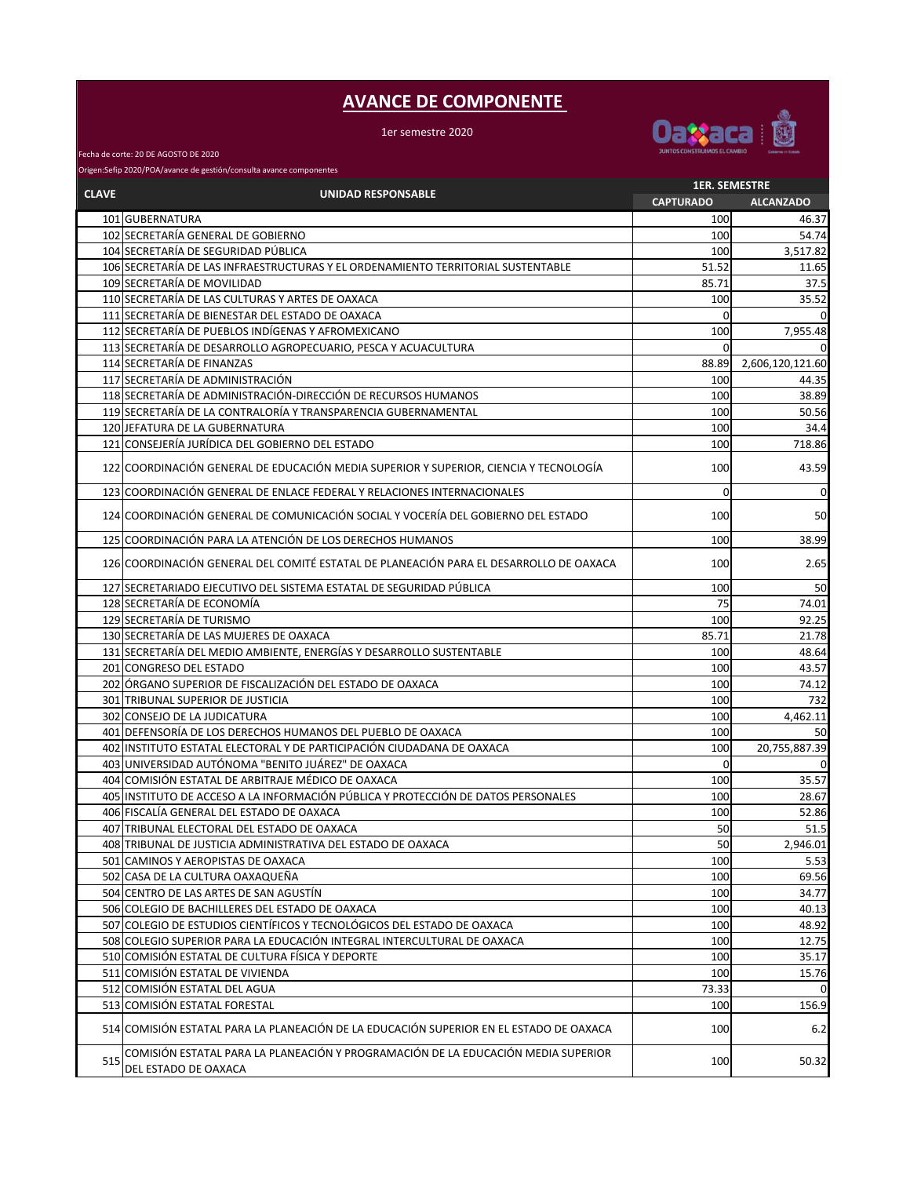# AVANCE DE COMPONENTE

1er semestre 2020

Fecha de corte: 20 DE AGOSTO DE 2020

Origen:Sefip 2020/POA/avance de gestión/consulta avance componentes

| CLAVE | UNIDAD RESPONSABLE | 1ER. SEMESTRE | |
|---|---|---|---|
| | | CAPTURADO | ALCANZADO |
| 101 | GUBERNATURA | 100 | 46.37 |
| 102 | SECRETARÍA GENERAL DE GOBIERNO | 100 | 54.74 |
| 104 | SECRETARÍA DE SEGURIDAD PÚBLICA | 100 | 3,517.82 |
| 106 | SECRETARÍA DE LAS INFRAESTRUCTURAS Y EL ORDENAMIENTO TERRITORIAL SUSTENTABLE | 51.52 | 11.65 |
| 109 | SECRETARÍA DE MOVILIDAD | 85.71 | 37.5 |
| 110 | SECRETARÍA DE LAS CULTURAS Y ARTES DE OAXACA | 100 | 35.52 |
| 111 | SECRETARÍA DE BIENESTAR DEL ESTADO DE OAXACA | 0 | 0 |
| 112 | SECRETARÍA DE PUEBLOS INDÍGENAS Y AFROMEXICANO | 100 | 7,955.48 |
| 113 | SECRETARÍA DE DESARROLLO AGROPECUARIO, PESCA Y ACUACULTURA | 0 | 0 |
| 114 | SECRETARÍA DE FINANZAS | 88.89 | 2,606,120,121.60 |
| 117 | SECRETARÍA DE ADMINISTRACIÓN | 100 | 44.35 |
| 118 | SECRETARÍA DE ADMINISTRACIÓN-DIRECCIÓN DE RECURSOS HUMANOS | 100 | 38.89 |
| 119 | SECRETARÍA DE LA CONTRALORÍA Y TRANSPARENCIA GUBERNAMENTAL | 100 | 50.56 |
| 120 | JEFATURA DE LA GUBERNATURA | 100 | 34.4 |
| 121 | CONSEJERÍA JURÍDICA DEL GOBIERNO DEL ESTADO | 100 | 718.86 |
| 122 | COORDINACIÓN GENERAL DE EDUCACIÓN MEDIA SUPERIOR Y SUPERIOR, CIENCIA Y TECNOLOGÍA | 100 | 43.59 |
| 123 | COORDINACIÓN GENERAL DE ENLACE FEDERAL Y RELACIONES INTERNACIONALES | 0 | 0 |
| 124 | COORDINACIÓN GENERAL DE COMUNICACIÓN SOCIAL Y VOCERÍA DEL GOBIERNO DEL ESTADO | 100 | 50 |
| 125 | COORDINACIÓN PARA LA ATENCIÓN DE LOS DERECHOS HUMANOS | 100 | 38.99 |
| 126 | COORDINACIÓN GENERAL DEL COMITÉ ESTATAL DE PLANEACIÓN PARA EL DESARROLLO DE OAXACA | 100 | 2.65 |
| 127 | SECRETARIADO EJECUTIVO DEL SISTEMA ESTATAL DE SEGURIDAD PÚBLICA | 100 | 50 |
| 128 | SECRETARÍA DE ECONOMÍA | 75 | 74.01 |
| 129 | SECRETARÍA DE TURISMO | 100 | 92.25 |
| 130 | SECRETARÍA DE LAS MUJERES DE OAXACA | 85.71 | 21.78 |
| 131 | SECRETARÍA DEL MEDIO AMBIENTE, ENERGÍAS Y DESARROLLO SUSTENTABLE | 100 | 48.64 |
| 201 | CONGRESO DEL ESTADO | 100 | 43.57 |
| 202 | ÓRGANO SUPERIOR DE FISCALIZACIÓN DEL ESTADO DE OAXACA | 100 | 74.12 |
| 301 | TRIBUNAL SUPERIOR DE JUSTICIA | 100 | 732 |
| 302 | CONSEJO DE LA JUDICATURA | 100 | 4,462.11 |
| 401 | DEFENSORÍA DE LOS DERECHOS HUMANOS DEL PUEBLO DE OAXACA | 100 | 50 |
| 402 | INSTITUTO ESTATAL ELECTORAL Y DE PARTICIPACIÓN CIUDADANA DE OAXACA | 100 | 20,755,887.39 |
| 403 | UNIVERSIDAD AUTÓNOMA "BENITO JUÁREZ" DE OAXACA | 0 | 0 |
| 404 | COMISIÓN ESTATAL DE ARBITRAJE MÉDICO DE OAXACA | 100 | 35.57 |
| 405 | INSTITUTO DE ACCESO A LA INFORMACIÓN PÚBLICA Y PROTECCIÓN DE DATOS PERSONALES | 100 | 28.67 |
| 406 | FISCALÍA GENERAL DEL ESTADO DE OAXACA | 100 | 52.86 |
| 407 | TRIBUNAL ELECTORAL DEL ESTADO DE OAXACA | 50 | 51.5 |
| 408 | TRIBUNAL DE JUSTICIA ADMINISTRATIVA DEL ESTADO DE OAXACA | 50 | 2,946.01 |
| 501 | CAMINOS Y AEROPISTAS DE OAXACA | 100 | 5.53 |
| 502 | CASA DE LA CULTURA OAXAQUEÑA | 100 | 69.56 |
| 504 | CENTRO DE LAS ARTES DE SAN AGUSTÍN | 100 | 34.77 |
| 506 | COLEGIO DE BACHILLERES DEL ESTADO DE OAXACA | 100 | 40.13 |
| 507 | COLEGIO DE ESTUDIOS CIENTÍFICOS Y TECNOLÓGICOS DEL ESTADO DE OAXACA | 100 | 48.92 |
| 508 | COLEGIO SUPERIOR PARA LA EDUCACIÓN INTEGRAL INTERCULTURAL DE OAXACA | 100 | 12.75 |
| 510 | COMISIÓN ESTATAL DE CULTURA FÍSICA Y DEPORTE | 100 | 35.17 |
| 511 | COMISIÓN ESTATAL DE VIVIENDA | 100 | 15.76 |
| 512 | COMISIÓN ESTATAL DEL AGUA | 73.33 | 0 |
| 513 | COMISIÓN ESTATAL FORESTAL | 100 | 156.9 |
| 514 | COMISIÓN ESTATAL PARA LA PLANEACIÓN DE LA EDUCACIÓN SUPERIOR EN EL ESTADO DE OAXACA | 100 | 6.2 |
| 515 | COMISIÓN ESTATAL PARA LA PLANEACIÓN Y PROGRAMACIÓN DE LA EDUCACIÓN MEDIA SUPERIOR DEL ESTADO DE OAXACA | 100 | 50.32 |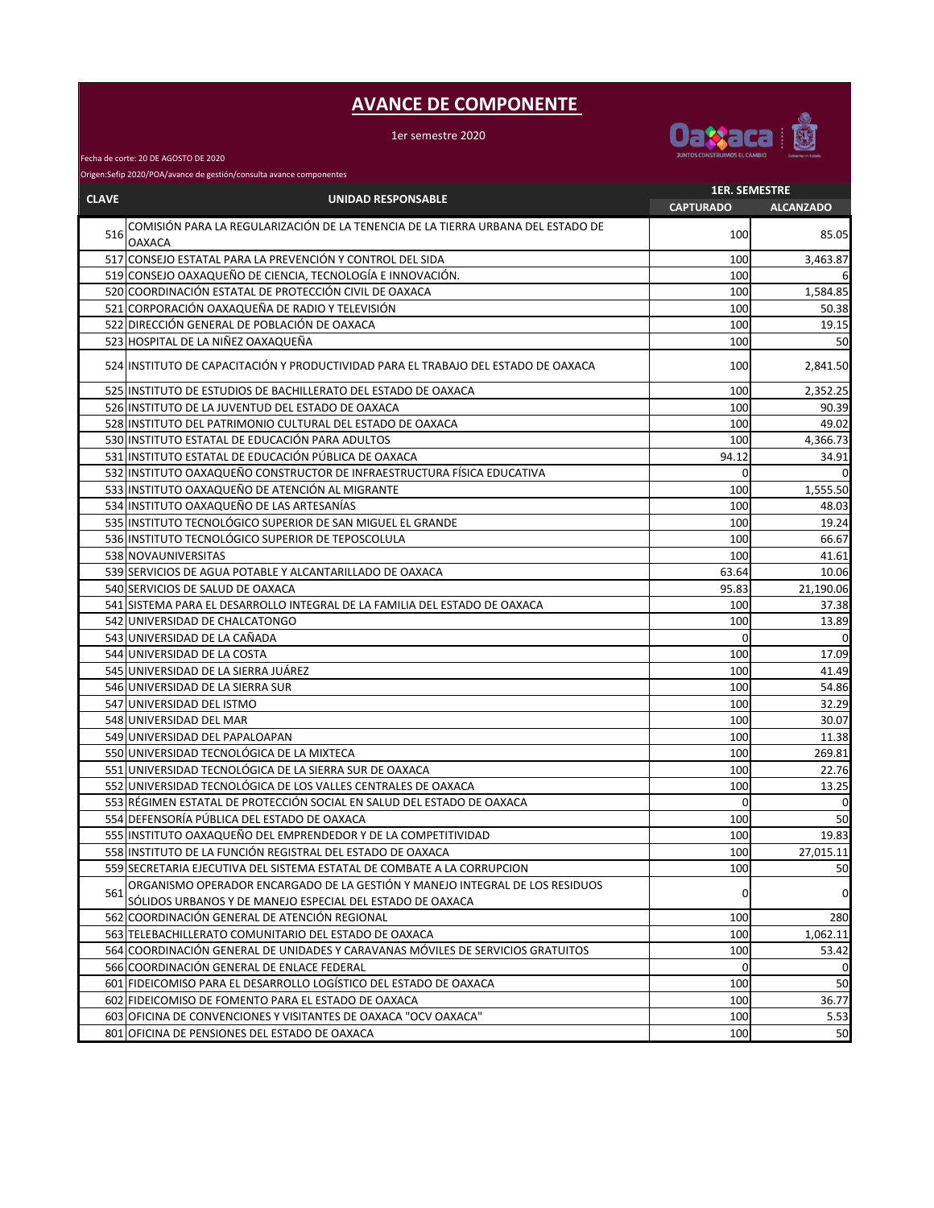# AVANCE DE COMPONENTE

1er semestre 2020

Fecha de corte: 20 DE AGOSTO DE 2020

Origen:Sefip 2020/POA/avance de gestión/consulta avance componentes

| CLAVE | UNIDAD RESPONSABLE | 1ER. SEMESTRE | |
|---|---|---|---|
| | | CAPTURADO | ALCANZADO |
| 516 | COMISIÓN PARA LA REGULARIZACIÓN DE LA TENENCIA DE LA TIERRA URBANA DEL ESTADO DE OAXACA | 100 | 85.05 |
| 517 | CONSEJO ESTATAL PARA LA PREVENCIÓN Y CONTROL DEL SIDA | 100 | 3,463.87 |
| 519 | CONSEJO OAXAQUEÑO DE CIENCIA, TECNOLOGÍA E INNOVACIÓN. | 100 | 6 |
| 520 | COORDINACIÓN ESTATAL DE PROTECCIÓN CIVIL DE OAXACA | 100 | 1,584.85 |
| 521 | CORPORACIÓN OAXAQUEÑA DE RADIO Y TELEVISIÓN | 100 | 50.38 |
| 522 | DIRECCIÓN GENERAL DE POBLACIÓN DE OAXACA | 100 | 19.15 |
| 523 | HOSPITAL DE LA NIÑEZ OAXAQUEÑA | 100 | 50 |
| 524 | INSTITUTO DE CAPACITACIÓN Y PRODUCTIVIDAD PARA EL TRABAJO DEL ESTADO DE OAXACA | 100 | 2,841.50 |
| 525 | INSTITUTO DE ESTUDIOS DE BACHILLERATO DEL ESTADO DE OAXACA | 100 | 2,352.25 |
| 526 | INSTITUTO DE LA JUVENTUD DEL ESTADO DE OAXACA | 100 | 90.39 |
| 528 | INSTITUTO DEL PATRIMONIO CULTURAL DEL ESTADO DE OAXACA | 100 | 49.02 |
| 530 | INSTITUTO ESTATAL DE EDUCACIÓN PARA ADULTOS | 100 | 4,366.73 |
| 531 | INSTITUTO ESTATAL DE EDUCACIÓN PÚBLICA DE OAXACA | 94.12 | 34.91 |
| 532 | INSTITUTO OAXAQUEÑO CONSTRUCTOR DE INFRAESTRUCTURA FÍSICA EDUCATIVA | 0 | 0 |
| 533 | INSTITUTO OAXAQUEÑO DE ATENCIÓN AL MIGRANTE | 100 | 1,555.50 |
| 534 | INSTITUTO OAXAQUEÑO DE LAS ARTESANÍAS | 100 | 48.03 |
| 535 | INSTITUTO TECNOLÓGICO SUPERIOR DE SAN MIGUEL EL GRANDE | 100 | 19.24 |
| 536 | INSTITUTO TECNOLÓGICO SUPERIOR DE TEPOSCOLULA | 100 | 66.67 |
| 538 | NOVAUNIVERSITAS | 100 | 41.61 |
| 539 | SERVICIOS DE AGUA POTABLE Y ALCANTARILLADO DE OAXACA | 63.64 | 10.06 |
| 540 | SERVICIOS DE SALUD DE OAXACA | 95.83 | 21,190.06 |
| 541 | SISTEMA PARA EL DESARROLLO INTEGRAL DE LA FAMILIA DEL ESTADO DE OAXACA | 100 | 37.38 |
| 542 | UNIVERSIDAD DE CHALCATONGO | 100 | 13.89 |
| 543 | UNIVERSIDAD DE LA CAÑADA | 0 | 0 |
| 544 | UNIVERSIDAD DE LA COSTA | 100 | 17.09 |
| 545 | UNIVERSIDAD DE LA SIERRA JUÁREZ | 100 | 41.49 |
| 546 | UNIVERSIDAD DE LA SIERRA SUR | 100 | 54.86 |
| 547 | UNIVERSIDAD DEL ISTMO | 100 | 32.29 |
| 548 | UNIVERSIDAD DEL MAR | 100 | 30.07 |
| 549 | UNIVERSIDAD DEL PAPALOAPAN | 100 | 11.38 |
| 550 | UNIVERSIDAD TECNOLÓGICA DE LA MIXTECA | 100 | 269.81 |
| 551 | UNIVERSIDAD TECNOLÓGICA DE LA SIERRA SUR DE OAXACA | 100 | 22.76 |
| 552 | UNIVERSIDAD TECNOLÓGICA DE LOS VALLES CENTRALES DE OAXACA | 100 | 13.25 |
| 553 | RÉGIMEN ESTATAL DE PROTECCIÓN SOCIAL EN SALUD DEL ESTADO DE OAXACA | 0 | 0 |
| 554 | DEFENSORÍA PÚBLICA DEL ESTADO DE OAXACA | 100 | 50 |
| 555 | INSTITUTO OAXAQUEÑO DEL EMPRENDEDOR Y DE LA COMPETITIVIDAD | 100 | 19.83 |
| 558 | INSTITUTO DE LA FUNCIÓN REGISTRAL DEL ESTADO DE OAXACA | 100 | 27,015.11 |
| 559 | SECRETARIA EJECUTIVA DEL SISTEMA ESTATAL DE COMBATE A LA CORRUPCION | 100 | 50 |
| 561 | ORGANISMO OPERADOR ENCARGADO DE LA GESTIÓN Y MANEJO INTEGRAL DE LOS RESIDUOS SÓLIDOS URBANOS Y DE MANEJO ESPECIAL DEL ESTADO DE OAXACA | 0 | 0 |
| 562 | COORDINACIÓN GENERAL DE ATENCIÓN REGIONAL | 100 | 280 |
| 563 | TELEBACHILLERATO COMUNITARIO DEL ESTADO DE OAXACA | 100 | 1,062.11 |
| 564 | COORDINACIÓN GENERAL DE UNIDADES Y CARAVANAS MÓVILES DE SERVICIOS GRATUITOS | 100 | 53.42 |
| 566 | COORDINACIÓN GENERAL DE ENLACE FEDERAL | 0 | 0 |
| 601 | FIDEICOMISO PARA EL DESARROLLO LOGÍSTICO DEL ESTADO DE OAXACA | 100 | 50 |
| 602 | FIDEICOMISO DE FOMENTO PARA EL ESTADO DE OAXACA | 100 | 36.77 |
| 603 | OFICINA DE CONVENCIONES Y VISITANTES DE OAXACA "OCV OAXACA" | 100 | 5.53 |
| 801 | OFICINA DE PENSIONES DEL ESTADO DE OAXACA | 100 | 50 |